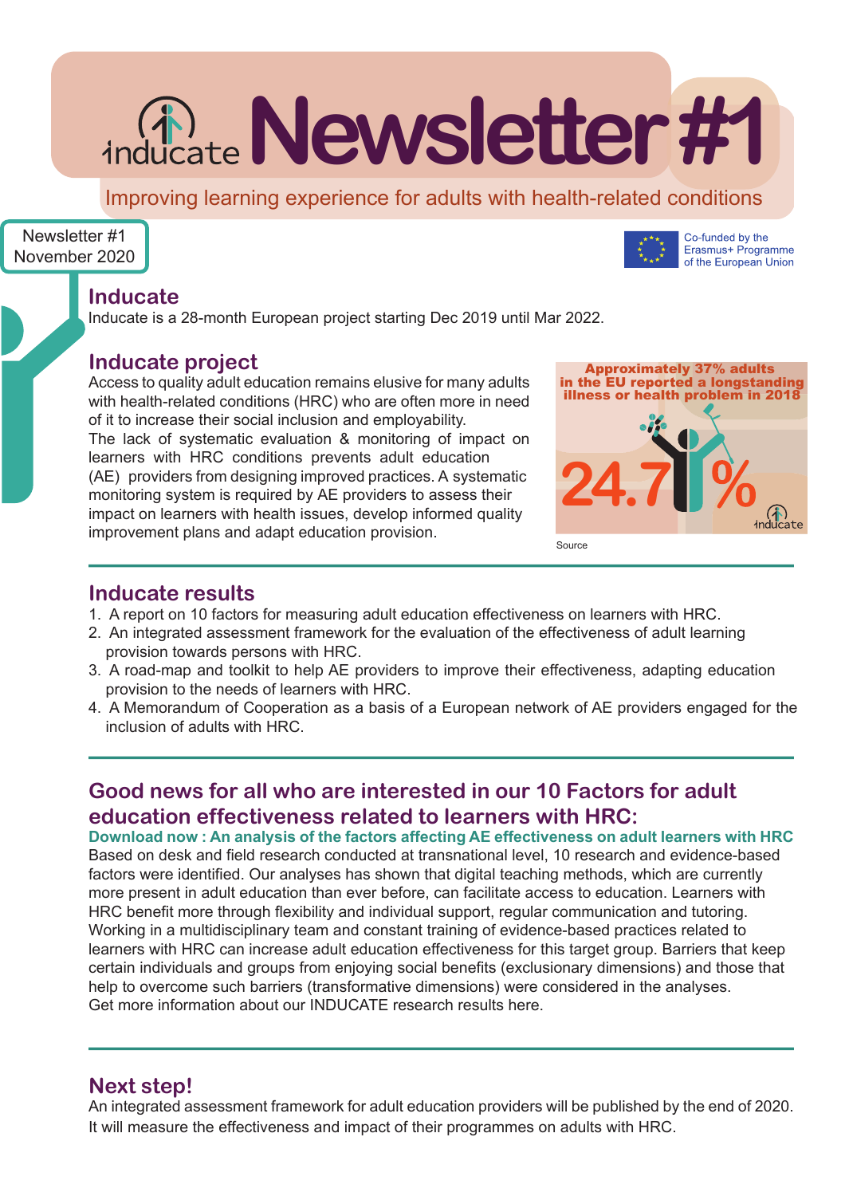# inducate Newsletter #1

Improving learning experience for adults with health-related conditions

Newsletter #1
November 2020

Co-funded by the Erasmus+ Programme of the European Union

## Inducate

Inducate is a 28-month European project starting Dec 2019 until Mar 2022.

## Inducate project

Access to quality adult education remains elusive for many adults with health-related conditions (HRC) who are often more in need of it to increase their social inclusion and employability.
The lack of systematic evaluation & monitoring of impact on learners with HRC conditions prevents adult education (AE) providers from designing improved practices. A systematic monitoring system is required by AE providers to assess their impact on learners with health issues, develop informed quality improvement plans and adapt education provision.

**Approximately 37% adults in the EU reported a longstanding illness or health problem in 2018**

24.7%

Source

## Inducate results

1. A report on 10 factors for measuring adult education effectiveness on learners with HRC.
2. An integrated assessment framework for the evaluation of the effectiveness of adult learning provision towards persons with HRC.
3. A road-map and toolkit to help AE providers to improve their effectiveness, adapting education provision to the needs of learners with HRC.
4. A Memorandum of Cooperation as a basis of a European network of AE providers engaged for the inclusion of adults with HRC.

## Good news for all who are interested in our 10 Factors for adult education effectiveness related to learners with HRC:

**Download now : An analysis of the factors affecting AE effectiveness on adult learners with HRC**

Based on desk and field research conducted at transnational level, 10 research and evidence-based factors were identified. Our analyses has shown that digital teaching methods, which are currently more present in adult education than ever before, can facilitate access to education. Learners with HRC benefit more through flexibility and individual support, regular communication and tutoring. Working in a multidisciplinary team and constant training of evidence-based practices related to learners with HRC can increase adult education effectiveness for this target group. Barriers that keep certain individuals and groups from enjoying social benefits (exclusionary dimensions) and those that help to overcome such barriers (transformative dimensions) were considered in the analyses.
Get more information about our INDUCATE research results here.

## Next step!

An integrated assessment framework for adult education providers will be published by the end of 2020. It will measure the effectiveness and impact of their programmes on adults with HRC.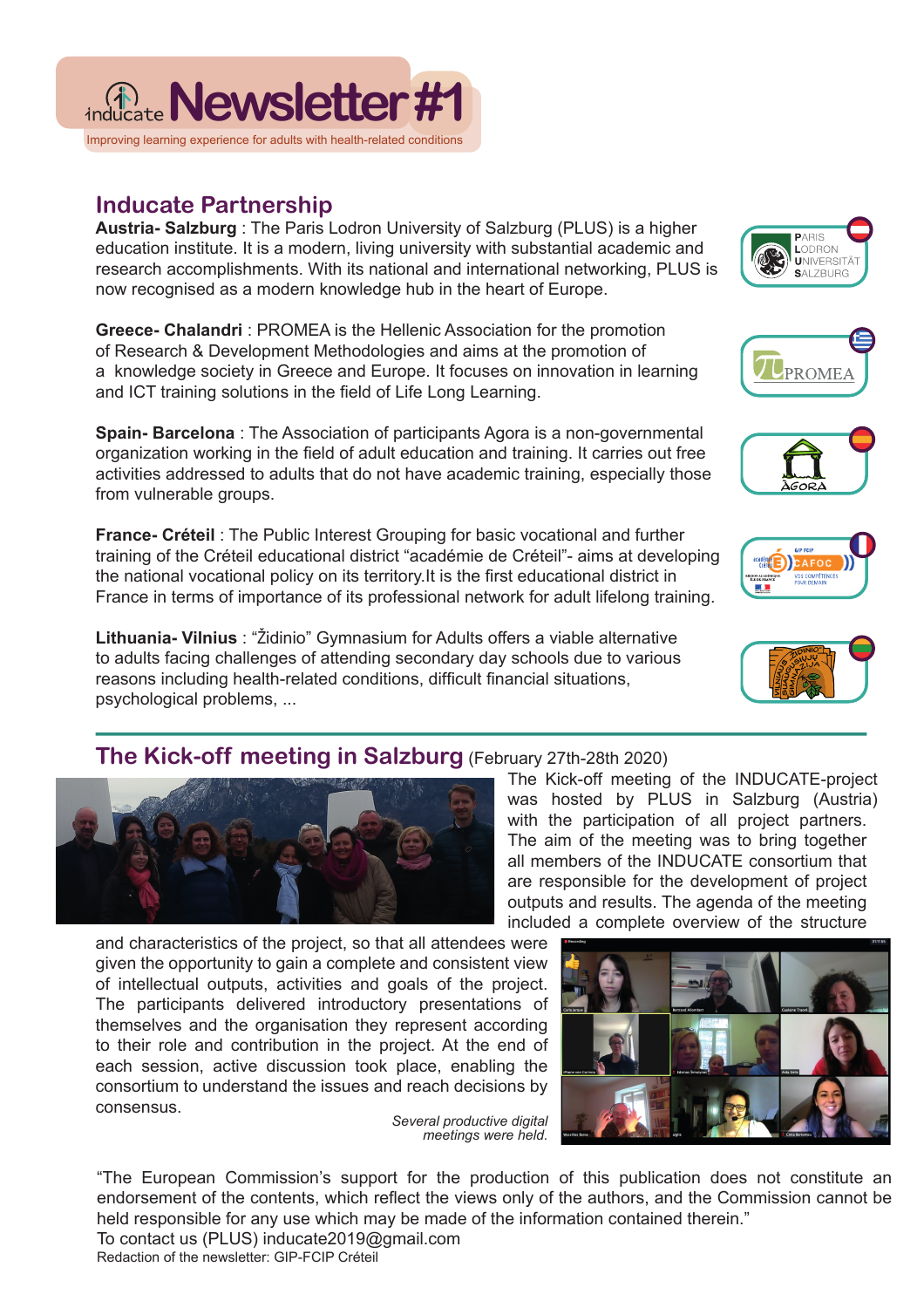# Newsletter #1

Improving learning experience for adults with health-related conditions

## Inducate Partnership

**Austria- Salzburg** : The Paris Lodron University of Salzburg (PLUS) is a higher education institute. It is a modern, living university with substantial academic and research accomplishments. With its national and international networking, PLUS is now recognised as a modern knowledge hub in the heart of Europe.

**Greece- Chalandri** : PROMEA is the Hellenic Association for the promotion of Research & Development Methodologies and aims at the promotion of a knowledge society in Greece and Europe. It focuses on innovation in learning and ICT training solutions in the field of Life Long Learning.

**Spain- Barcelona** : The Association of participants Agora is a non-governmental organization working in the field of adult education and training. It carries out free activities addressed to adults that do not have academic training, especially those from vulnerable groups.

**France- Créteil** : The Public Interest Grouping for basic vocational and further training of the Créteil educational district "académie de Créteil"- aims at developing the national vocational policy on its territory.It is the first educational district in France in terms of importance of its professional network for adult lifelong training.

**Lithuania- Vilnius** : "Židinio" Gymnasium for Adults offers a viable alternative to adults facing challenges of attending secondary day schools due to various reasons including health-related conditions, difficult financial situations, psychological problems, ...

## The Kick-off meeting in Salzburg (February 27th-28th 2020)

The Kick-off meeting of the INDUCATE-project was hosted by PLUS in Salzburg (Austria) with the participation of all project partners. The aim of the meeting was to bring together all members of the INDUCATE consortium that are responsible for the development of project outputs and results. The agenda of the meeting included a complete overview of the structure and characteristics of the project, so that all attendees were given the opportunity to gain a complete and consistent view of intellectual outputs, activities and goals of the project. The participants delivered introductory presentations of themselves and the organisation they represent according to their role and contribution in the project. At the end of each session, active discussion took place, enabling the consortium to understand the issues and reach decisions by consensus.

*Several productive digital meetings were held.*

"The European Commission's support for the production of this publication does not constitute an endorsement of the contents, which reflect the views only of the authors, and the Commission cannot be held responsible for any use which may be made of the information contained therein."

To contact us (PLUS) inducate2019@gmail.com

Redaction of the newsletter: GIP-FCIP Créteil